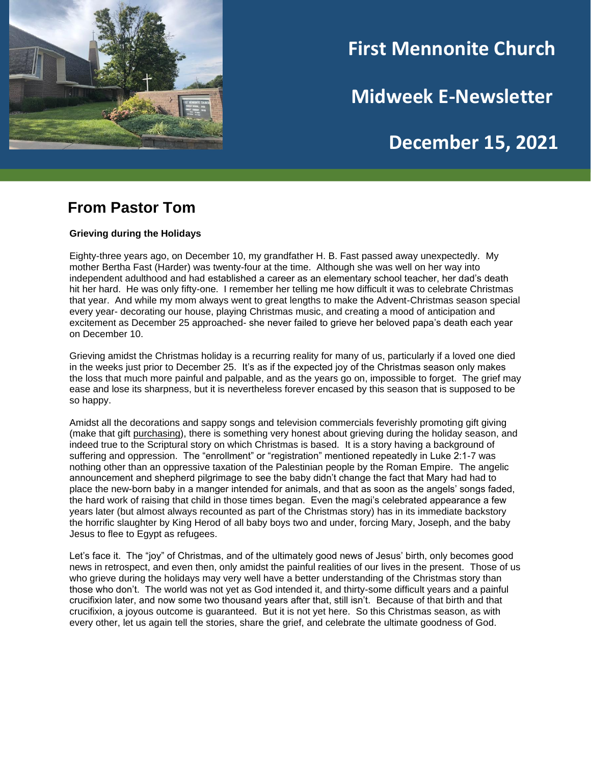# First Mennonite Church

# Midweek E-Newsletter

# December 15, 2021

## From Pastor Tom

**Grieving during the Holidays**

Eighty-three years ago, on December 10, my grandfather H. B. Fast passed away unexpectedly. My mother Bertha Fast (Harder) was twenty-four at the time. Although she was well on her way into independent adulthood and had established a career as an elementary school teacher, her dad's death hit her hard. He was only fifty-one. I remember her telling me how difficult it was to celebrate Christmas that year. And while my mom always went to great lengths to make the Advent-Christmas season special every year- decorating our house, playing Christmas music, and creating a mood of anticipation and excitement as December 25 approached- she never failed to grieve her beloved papa's death each year on December 10.

Grieving amidst the Christmas holiday is a recurring reality for many of us, particularly if a loved one died in the weeks just prior to December 25. It's as if the expected joy of the Christmas season only makes the loss that much more painful and palpable, and as the years go on, impossible to forget. The grief may ease and lose its sharpness, but it is nevertheless forever encased by this season that is supposed to be so happy.

Amidst all the decorations and sappy songs and television commercials feverishly promoting gift giving (make that gift purchasing), there is something very honest about grieving during the holiday season, and indeed true to the Scriptural story on which Christmas is based. It is a story having a background of suffering and oppression. The "enrollment" or "registration" mentioned repeatedly in Luke 2:1-7 was nothing other than an oppressive taxation of the Palestinian people by the Roman Empire. The angelic announcement and shepherd pilgrimage to see the baby didn't change the fact that Mary had had to place the new-born baby in a manger intended for animals, and that as soon as the angels' songs faded, the hard work of raising that child in those times began. Even the magi's celebrated appearance a few years later (but almost always recounted as part of the Christmas story) has in its immediate backstory the horrific slaughter by King Herod of all baby boys two and under, forcing Mary, Joseph, and the baby Jesus to flee to Egypt as refugees.

Let's face it. The "joy" of Christmas, and of the ultimately good news of Jesus' birth, only becomes good news in retrospect, and even then, only amidst the painful realities of our lives in the present. Those of us who grieve during the holidays may very well have a better understanding of the Christmas story than those who don't. The world was not yet as God intended it, and thirty-some difficult years and a painful crucifixion later, and now some two thousand years after that, still isn't. Because of that birth and that crucifixion, a joyous outcome is guaranteed. But it is not yet here. So this Christmas season, as with every other, let us again tell the stories, share the grief, and celebrate the ultimate goodness of God.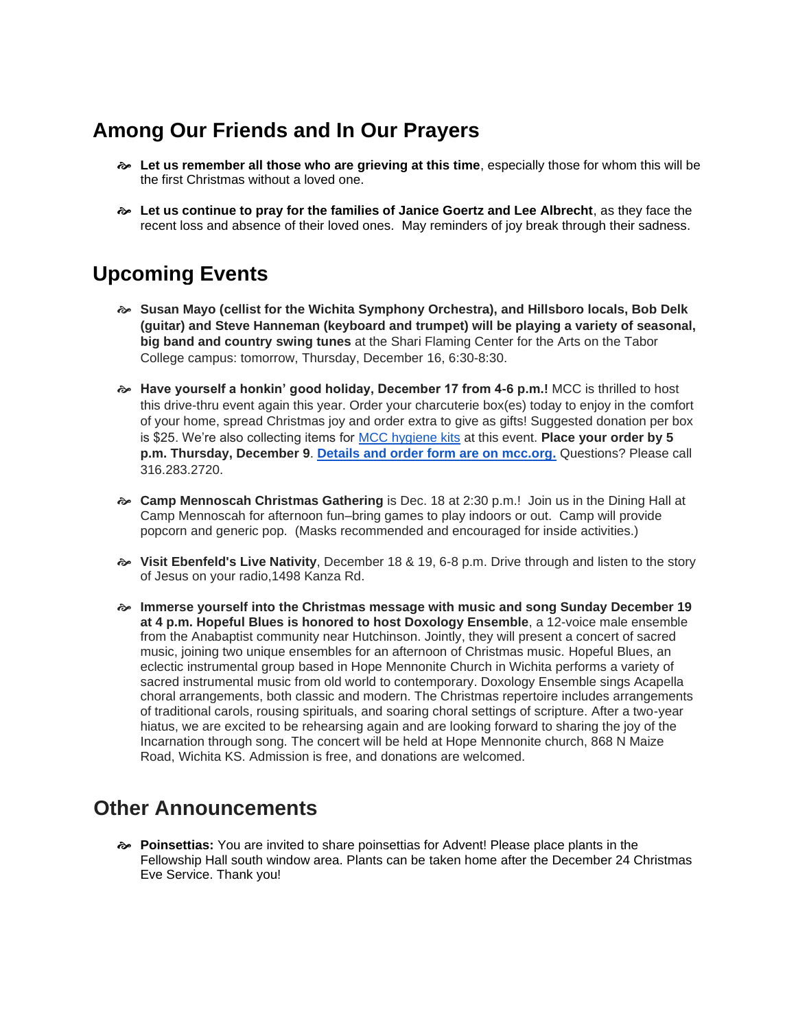## Among Our Friends and In Our Prayers

- **Let us remember all those who are grieving at this time**, especially those for whom this will be the first Christmas without a loved one.

- **Let us continue to pray for the families of Janice Goertz and Lee Albrecht**, as they face the recent loss and absence of their loved ones. May reminders of joy break through their sadness.

## Upcoming Events

- **Susan Mayo (cellist for the Wichita Symphony Orchestra), and Hillsboro locals, Bob Delk (guitar) and Steve Hanneman (keyboard and trumpet) will be playing a variety of seasonal, big band and country swing tunes** at the Shari Flaming Center for the Arts on the Tabor College campus: tomorrow, Thursday, December 16, 6:30-8:30.

- **Have yourself a honkin' good holiday, December 17 from 4-6 p.m.!** MCC is thrilled to host this drive-thru event again this year. Order your charcuterie box(es) today to enjoy in the comfort of your home, spread Christmas joy and order extra to give as gifts! Suggested donation per box is $25. We're also collecting items for MCC hygiene kits at this event. **Place your order by 5 p.m. Thursday, December 9**. **Details and order form are on mcc.org.** Questions? Please call 316.283.2720.

- **Camp Mennoscah Christmas Gathering** is Dec. 18 at 2:30 p.m.! Join us in the Dining Hall at Camp Mennoscah for afternoon fun–bring games to play indoors or out. Camp will provide popcorn and generic pop. (Masks recommended and encouraged for inside activities.)

- **Visit Ebenfeld's Live Nativity**, December 18 & 19, 6-8 p.m. Drive through and listen to the story of Jesus on your radio,1498 Kanza Rd.

- **Immerse yourself into the Christmas message with music and song Sunday December 19 at 4 p.m. Hopeful Blues is honored to host Doxology Ensemble**, a 12-voice male ensemble from the Anabaptist community near Hutchinson. Jointly, they will present a concert of sacred music, joining two unique ensembles for an afternoon of Christmas music. Hopeful Blues, an eclectic instrumental group based in Hope Mennonite Church in Wichita performs a variety of sacred instrumental music from old world to contemporary. Doxology Ensemble sings Acapella choral arrangements, both classic and modern. The Christmas repertoire includes arrangements of traditional carols, rousing spirituals, and soaring choral settings of scripture. After a two-year hiatus, we are excited to be rehearsing again and are looking forward to sharing the joy of the Incarnation through song. The concert will be held at Hope Mennonite church, 868 N Maize Road, Wichita KS. Admission is free, and donations are welcomed.

## Other Announcements

- **Poinsettias:** You are invited to share poinsettias for Advent! Please place plants in the Fellowship Hall south window area. Plants can be taken home after the December 24 Christmas Eve Service. Thank you!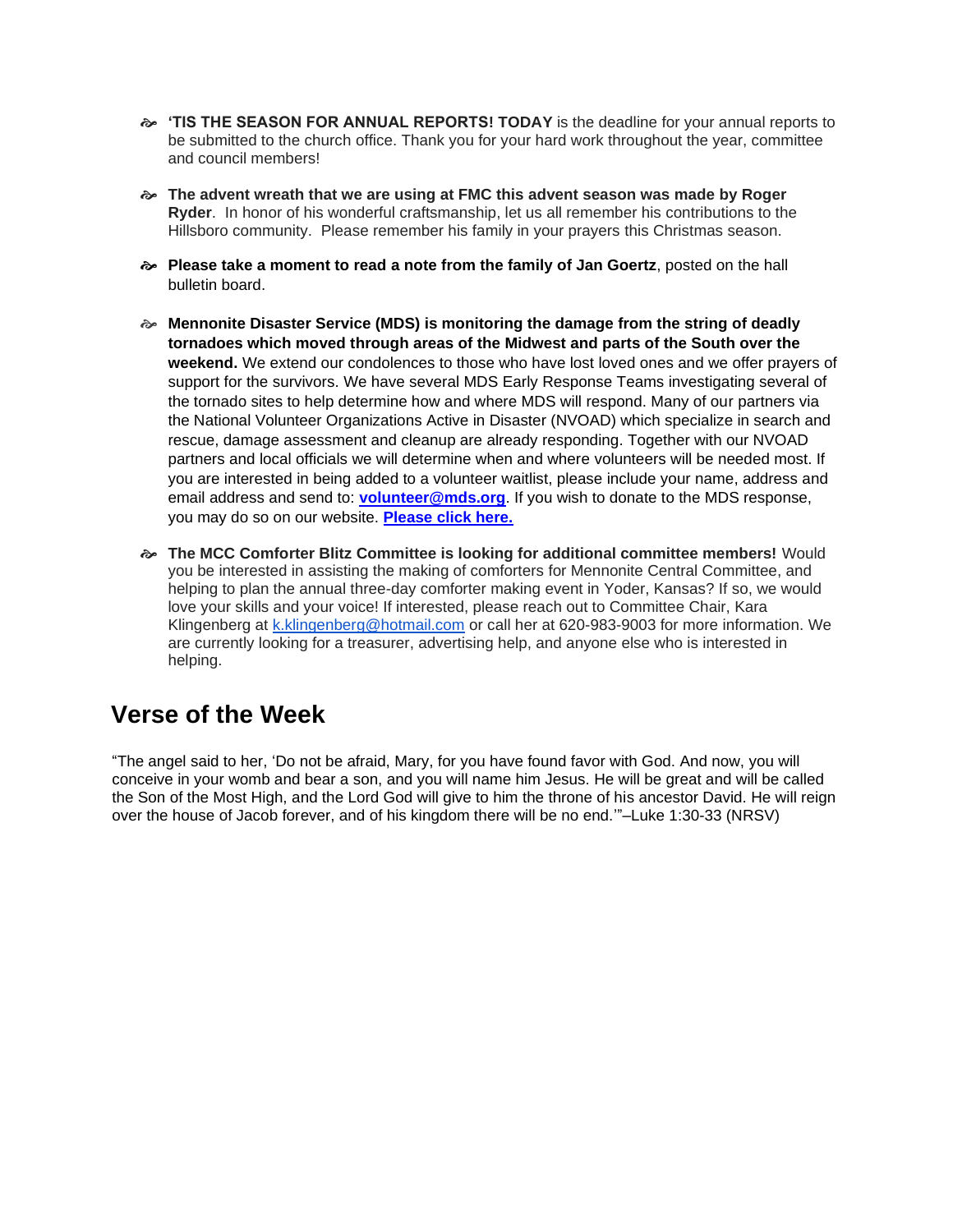- **'TIS THE SEASON FOR ANNUAL REPORTS! TODAY** is the deadline for your annual reports to be submitted to the church office. Thank you for your hard work throughout the year, committee and council members!

- **The advent wreath that we are using at FMC this advent season was made by Roger Ryder**. In honor of his wonderful craftsmanship, let us all remember his contributions to the Hillsboro community. Please remember his family in your prayers this Christmas season.

- **Please take a moment to read a note from the family of Jan Goertz**, posted on the hall bulletin board.

- **Mennonite Disaster Service (MDS) is monitoring the damage from the string of deadly tornadoes which moved through areas of the Midwest and parts of the South over the weekend.** We extend our condolences to those who have lost loved ones and we offer prayers of support for the survivors. We have several MDS Early Response Teams investigating several of the tornado sites to help determine how and where MDS will respond. Many of our partners via the National Volunteer Organizations Active in Disaster (NVOAD) which specialize in search and rescue, damage assessment and cleanup are already responding. Together with our NVOAD partners and local officials we will determine when and where volunteers will be needed most. If you are interested in being added to a volunteer waitlist, please include your name, address and email address and send to: **volunteer@mds.org**. If you wish to donate to the MDS response, you may do so on our website. **Please click here.**

- **The MCC Comforter Blitz Committee is looking for additional committee members!** Would you be interested in assisting the making of comforters for Mennonite Central Committee, and helping to plan the annual three-day comforter making event in Yoder, Kansas? If so, we would love your skills and your voice! If interested, please reach out to Committee Chair, Kara Klingenberg at k.klingenberg@hotmail.com or call her at 620-983-9003 for more information. We are currently looking for a treasurer, advertising help, and anyone else who is interested in helping.

## Verse of the Week

"The angel said to her, 'Do not be afraid, Mary, for you have found favor with God. And now, you will conceive in your womb and bear a son, and you will name him Jesus. He will be great and will be called the Son of the Most High, and the Lord God will give to him the throne of his ancestor David. He will reign over the house of Jacob forever, and of his kingdom there will be no end.'"–Luke 1:30-33 (NRSV)